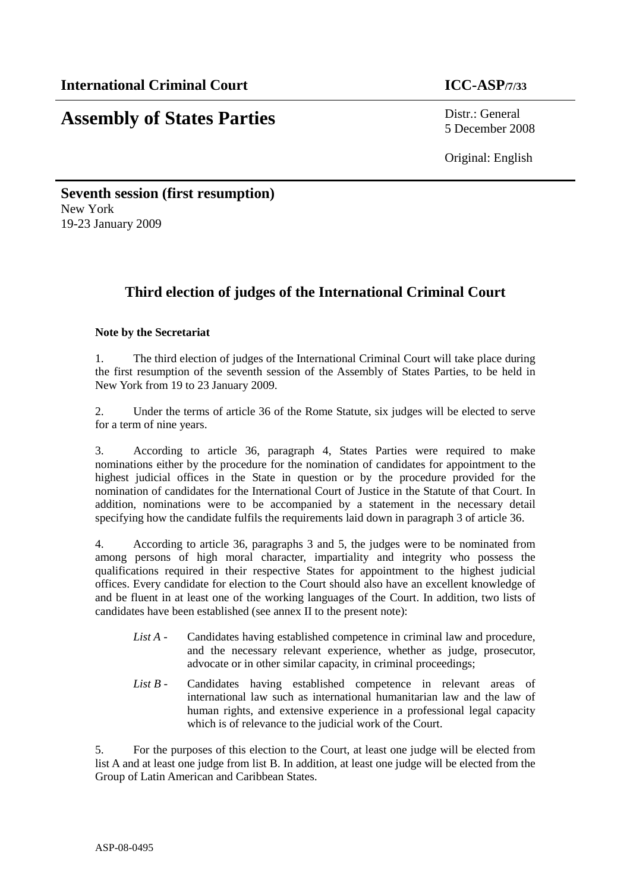**International Criminal Court** **ICC-ASP/7/33**

# Assembly of States Parties

Distr.: General
5 December 2008

Original: English

**Seventh session (first resumption)**
New York
19-23 January 2009

## Third election of judges of the International Criminal Court

**Note by the Secretariat**

1. The third election of judges of the International Criminal Court will take place during the first resumption of the seventh session of the Assembly of States Parties, to be held in New York from 19 to 23 January 2009.

2. Under the terms of article 36 of the Rome Statute, six judges will be elected to serve for a term of nine years.

3. According to article 36, paragraph 4, States Parties were required to make nominations either by the procedure for the nomination of candidates for appointment to the highest judicial offices in the State in question or by the procedure provided for the nomination of candidates for the International Court of Justice in the Statute of that Court. In addition, nominations were to be accompanied by a statement in the necessary detail specifying how the candidate fulfils the requirements laid down in paragraph 3 of article 36.

4. According to article 36, paragraphs 3 and 5, the judges were to be nominated from among persons of high moral character, impartiality and integrity who possess the qualifications required in their respective States for appointment to the highest judicial offices. Every candidate for election to the Court should also have an excellent knowledge of and be fluent in at least one of the working languages of the Court. In addition, two lists of candidates have been established (see annex II to the present note):

- *List A* - Candidates having established competence in criminal law and procedure, and the necessary relevant experience, whether as judge, prosecutor, advocate or in other similar capacity, in criminal proceedings;
- *List B* - Candidates having established competence in relevant areas of international law such as international humanitarian law and the law of human rights, and extensive experience in a professional legal capacity which is of relevance to the judicial work of the Court.

5. For the purposes of this election to the Court, at least one judge will be elected from list A and at least one judge from list B. In addition, at least one judge will be elected from the Group of Latin American and Caribbean States.

ASP-08-0495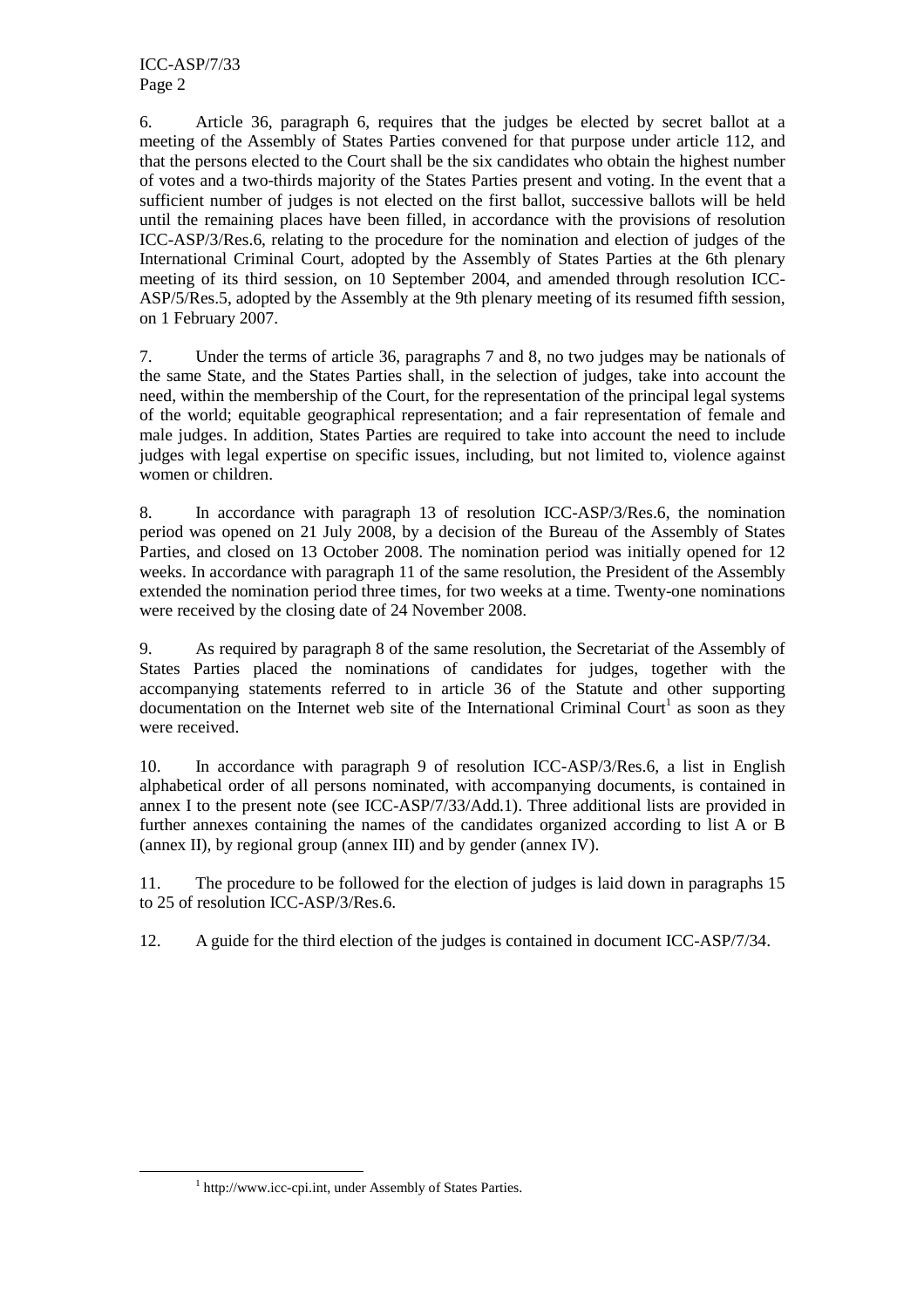6. Article 36, paragraph 6, requires that the judges be elected by secret ballot at a meeting of the Assembly of States Parties convened for that purpose under article 112, and that the persons elected to the Court shall be the six candidates who obtain the highest number of votes and a two-thirds majority of the States Parties present and voting. In the event that a sufficient number of judges is not elected on the first ballot, successive ballots will be held until the remaining places have been filled, in accordance with the provisions of resolution ICC-ASP/3/Res.6, relating to the procedure for the nomination and election of judges of the International Criminal Court, adopted by the Assembly of States Parties at the 6th plenary meeting of its third session, on 10 September 2004, and amended through resolution ICC-ASP/5/Res.5, adopted by the Assembly at the 9th plenary meeting of its resumed fifth session, on 1 February 2007.

7. Under the terms of article 36, paragraphs 7 and 8, no two judges may be nationals of the same State, and the States Parties shall, in the selection of judges, take into account the need, within the membership of the Court, for the representation of the principal legal systems of the world; equitable geographical representation; and a fair representation of female and male judges. In addition, States Parties are required to take into account the need to include judges with legal expertise on specific issues, including, but not limited to, violence against women or children.

8. In accordance with paragraph 13 of resolution ICC-ASP/3/Res.6, the nomination period was opened on 21 July 2008, by a decision of the Bureau of the Assembly of States Parties, and closed on 13 October 2008. The nomination period was initially opened for 12 weeks. In accordance with paragraph 11 of the same resolution, the President of the Assembly extended the nomination period three times, for two weeks at a time. Twenty-one nominations were received by the closing date of 24 November 2008.

9. As required by paragraph 8 of the same resolution, the Secretariat of the Assembly of States Parties placed the nominations of candidates for judges, together with the accompanying statements referred to in article 36 of the Statute and other supporting documentation on the Internet web site of the International Criminal Court[1] as soon as they were received.

10. In accordance with paragraph 9 of resolution ICC-ASP/3/Res.6, a list in English alphabetical order of all persons nominated, with accompanying documents, is contained in annex I to the present note (see ICC-ASP/7/33/Add.1). Three additional lists are provided in further annexes containing the names of the candidates organized according to list A or B (annex II), by regional group (annex III) and by gender (annex IV).

11. The procedure to be followed for the election of judges is laid down in paragraphs 15 to 25 of resolution ICC-ASP/3/Res.6.

12. A guide for the third election of the judges is contained in document ICC-ASP/7/34.

---

[1] http://www.icc-cpi.int, under Assembly of States Parties.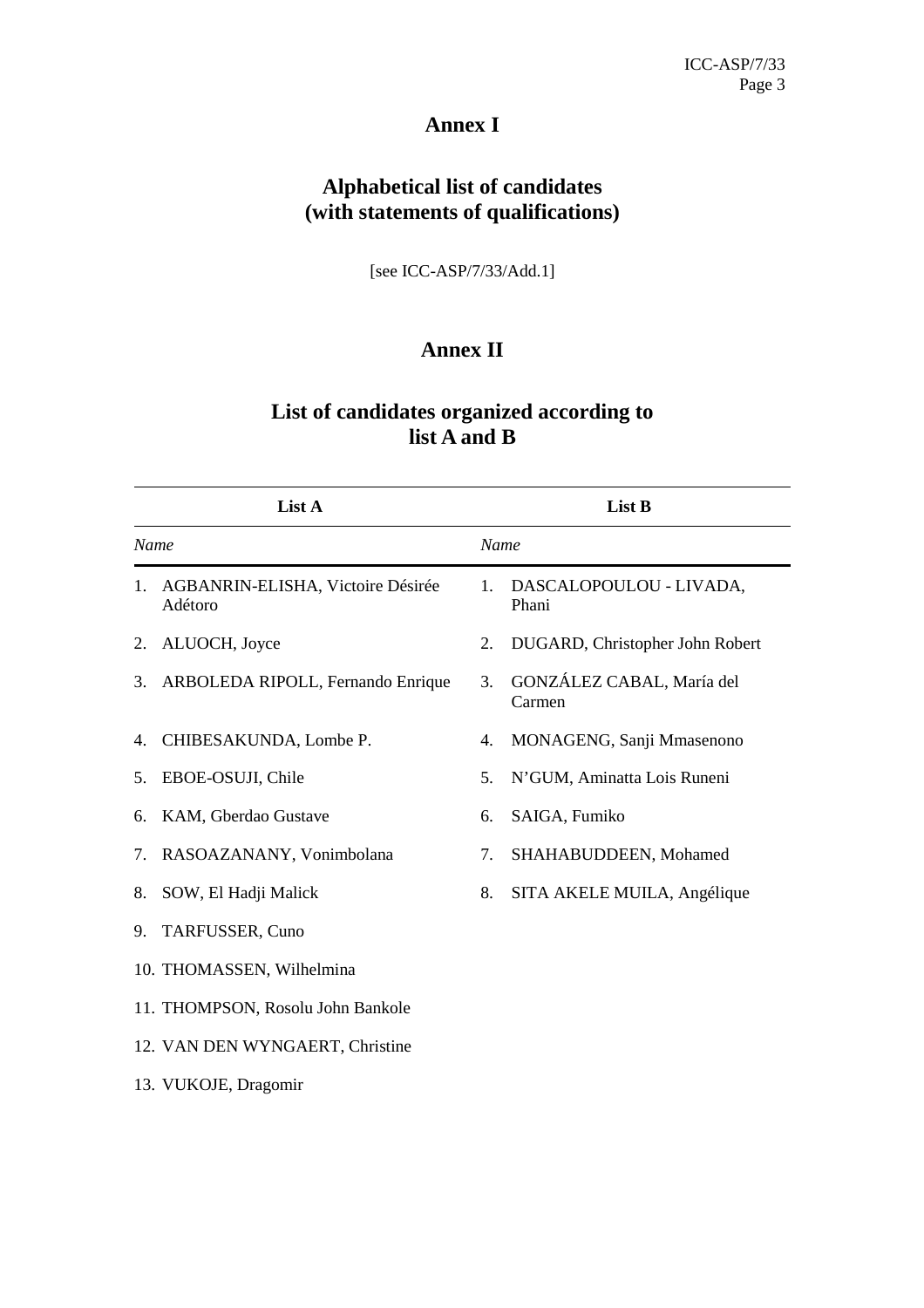# Annex I

## Alphabetical list of candidates (with statements of qualifications)

[see ICC-ASP/7/33/Add.1]

# Annex II

## List of candidates organized according to list A and B

| List A | List B |
|---|---|
| *Name* | *Name* |
| 1. AGBANRIN-ELISHA, Victoire Désirée Adétoro | 1. DASCALOPOULOU - LIVADA, Phani |
| 2. ALUOCH, Joyce | 2. DUGARD, Christopher John Robert |
| 3. ARBOLEDA RIPOLL, Fernando Enrique | 3. GONZÁLEZ CABAL, María del Carmen |
| 4. CHIBESAKUNDA, Lombe P. | 4. MONAGENG, Sanji Mmasenono |
| 5. EBOE-OSUJI, Chile | 5. N'GUM, Aminatta Lois Runeni |
| 6. KAM, Gberdao Gustave | 6. SAIGA, Fumiko |
| 7. RASOAZANANY, Vonimbolana | 7. SHAHABUDDEEN, Mohamed |
| 8. SOW, El Hadji Malick | 8. SITA AKELE MUILA, Angélique |
| 9. TARFUSSER, Cuno | |
| 10. THOMASSEN, Wilhelmina | |
| 11. THOMPSON, Rosolu John Bankole | |
| 12. VAN DEN WYNGAERT, Christine | |
| 13. VUKOJE, Dragomir | |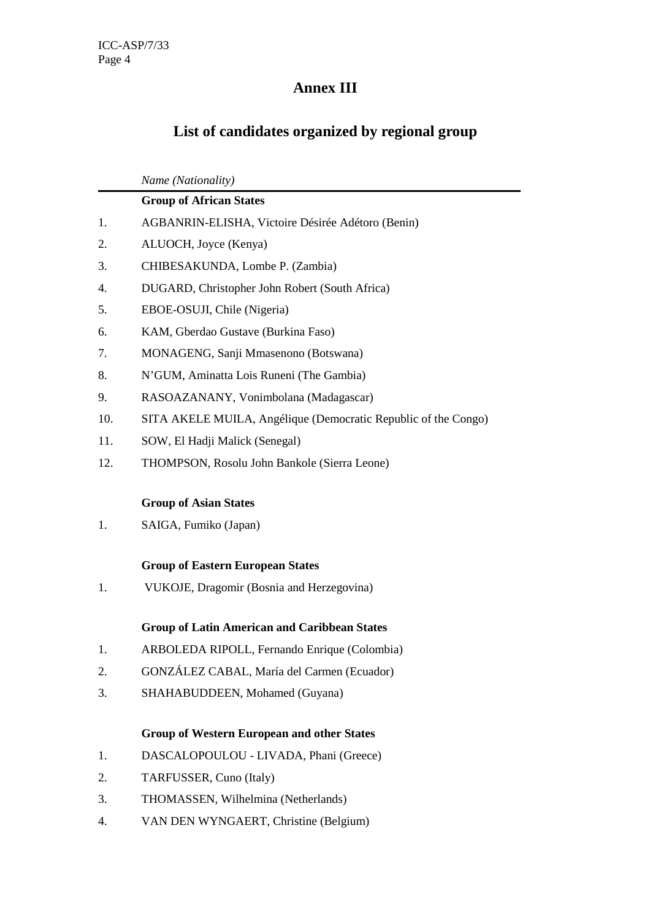# Annex III

## List of candidates organized by regional group

*Name (Nationality)*

**Group of African States**

1. AGBANRIN-ELISHA, Victoire Désirée Adétoro (Benin)
2. ALUOCH, Joyce (Kenya)
3. CHIBESAKUNDA, Lombe P. (Zambia)
4. DUGARD, Christopher John Robert (South Africa)
5. EBOE-OSUJI, Chile (Nigeria)
6. KAM, Gberdao Gustave (Burkina Faso)
7. MONAGENG, Sanji Mmasenono (Botswana)
8. N'GUM, Aminatta Lois Runeni (The Gambia)
9. RASOAZANANY, Vonimbolana (Madagascar)
10. SITA AKELE MUILA, Angélique (Democratic Republic of the Congo)
11. SOW, El Hadji Malick (Senegal)
12. THOMPSON, Rosolu John Bankole (Sierra Leone)

**Group of Asian States**

1. SAIGA, Fumiko (Japan)

**Group of Eastern European States**

1. VUKOJE, Dragomir (Bosnia and Herzegovina)

**Group of Latin American and Caribbean States**

1. ARBOLEDA RIPOLL, Fernando Enrique (Colombia)
2. GONZÁLEZ CABAL, María del Carmen (Ecuador)
3. SHAHABUDDEEN, Mohamed (Guyana)

**Group of Western European and other States**

1. DASCALOPOULOU - LIVADA, Phani (Greece)
2. TARFUSSER, Cuno (Italy)
3. THOMASSEN, Wilhelmina (Netherlands)
4. VAN DEN WYNGAERT, Christine (Belgium)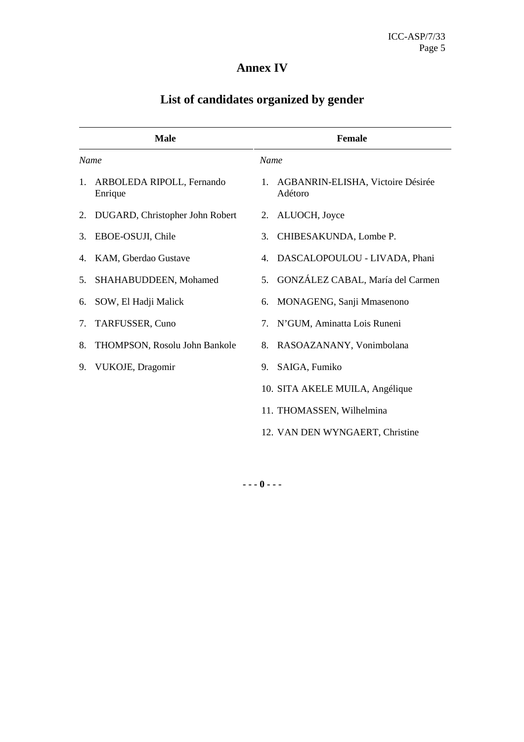# Annex IV

## List of candidates organized by gender

| Male | Female |
|---|---|
| *Name* | *Name* |
| 1. ARBOLEDA RIPOLL, Fernando Enrique | 1. AGBANRIN-ELISHA, Victoire Désirée Adétoro |
| 2. DUGARD, Christopher John Robert | 2. ALUOCH, Joyce |
| 3. EBOE-OSUJI, Chile | 3. CHIBESAKUNDA, Lombe P. |
| 4. KAM, Gberdao Gustave | 4. DASCALOPOULOU - LIVADA, Phani |
| 5. SHAHABUDDEEN, Mohamed | 5. GONZÁLEZ CABAL, María del Carmen |
| 6. SOW, El Hadji Malick | 6. MONAGENG, Sanji Mmasenono |
| 7. TARFUSSER, Cuno | 7. N'GUM, Aminatta Lois Runeni |
| 8. THOMPSON, Rosolu John Bankole | 8. RASOAZANANY, Vonimbolana |
| 9. VUKOJE, Dragomir | 9. SAIGA, Fumiko |
| | 10. SITA AKELE MUILA, Angélique |
| | 11. THOMASSEN, Wilhelmina |
| | 12. VAN DEN WYNGAERT, Christine |

**- - - 0 - - -**